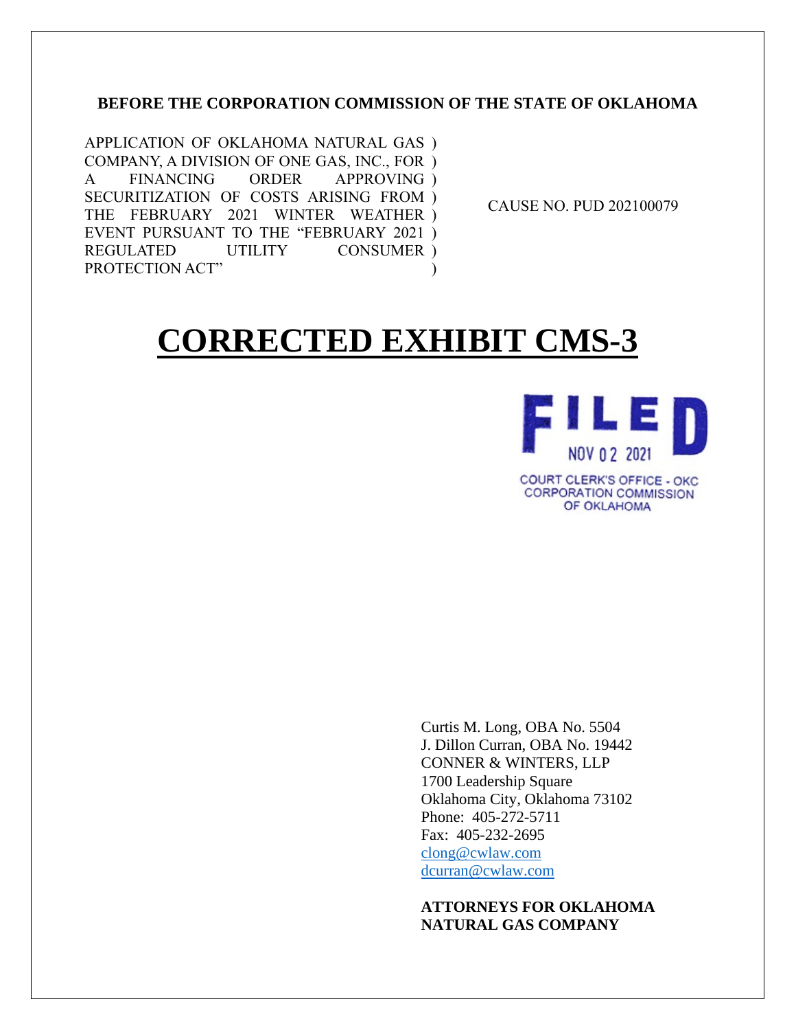**BEFORE THE CORPORATION COMMISSION OF THE STATE OF OKLAHOMA**

| | |
|---|---|
| APPLICATION OF OKLAHOMA NATURAL GAS COMPANY, A DIVISION OF ONE GAS, INC., FOR A FINANCING ORDER APPROVING SECURITIZATION OF COSTS ARISING FROM THE FEBRUARY 2021 WINTER WEATHER EVENT PURSUANT TO THE "FEBRUARY 2021 REGULATED UTILITY CONSUMER PROTECTION ACT" ) | CAUSE NO. PUD 202100079 |

# CORRECTED EXHIBIT CMS-3

FILED
NOV 02 2021
COURT CLERK'S OFFICE - OKC
CORPORATION COMMISSION
OF OKLAHOMA

Curtis M. Long, OBA No. 5504
J. Dillon Curran, OBA No. 19442
CONNER & WINTERS, LLP
1700 Leadership Square
Oklahoma City, Oklahoma 73102
Phone: 405-272-5711
Fax: 405-232-2695
clong@cwlaw.com
dcurran@cwlaw.com

**ATTORNEYS FOR OKLAHOMA NATURAL GAS COMPANY**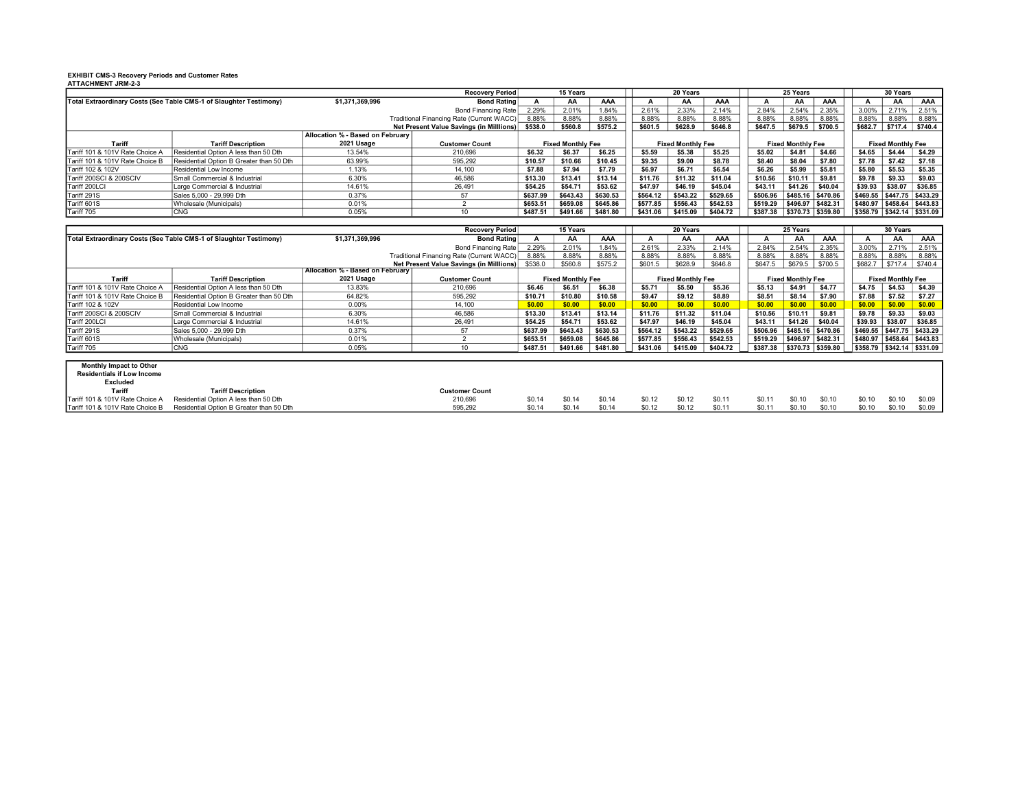**EXHIBIT CMS-3 Recovery Periods and Customer Rates**
**ATTACHMENT JRM-2-3**

| | | | Recovery Period | 15 Years | | | 20 Years | | | 25 Years | | | 30 Years | | |
|---|---|---|---|---|---|---|---|---|---|---|---|---|---|---|---|
| Total Extraordinary Costs (See Table CMS-1 of Slaughter Testimony) | | $1,371,369,996 | Bond Rating | A | AA | AAA | A | AA | AAA | A | AA | AAA | A | AA | AAA |
| | | | Bond Financing Rate | 2.29% | 2.01% | 1.84% | 2.61% | 2.33% | 2.14% | 2.84% | 2.54% | 2.35% | 3.00% | 2.71% | 2.51% |
| | | | Traditional Financing Rate (Current WACC) | 8.88% | 8.88% | 8.88% | 8.88% | 8.88% | 8.88% | 8.88% | 8.88% | 8.88% | 8.88% | 8.88% | 8.88% |
| | | | Net Present Value Savings (in Milllions) | $538.0 | $560.8 | $575.2 | $601.5 | $628.9 | $646.8 | $647.5 | $679.5 | $700.5 | $682.7 | $717.4 | $740.4 |
| Tariff | Tariff Description | Allocation % - Based on February 2021 Usage | Customer Count | Fixed Monthly Fee | | | Fixed Monthly Fee | | | Fixed Monthly Fee | | | Fixed Monthly Fee | | |
| Tariff 101 & 101V Rate Choice A | Residential Option A less than 50 Dth | 13.54% | 210,696 | $6.32 | $6.37 | $6.25 | $5.59 | $5.38 | $5.25 | $5.02 | $4.81 | $4.66 | $4.65 | $4.44 | $4.29 |
| Tariff 101 & 101V Rate Choice B | Residential Option B Greater than 50 Dth | 63.99% | 595,292 | $10.57 | $10.66 | $10.45 | $9.35 | $9.00 | $8.78 | $8.40 | $8.04 | $7.80 | $7.78 | $7.42 | $7.18 |
| Tariff 102 & 102V | Residential Low Income | 1.13% | 14,100 | $7.88 | $7.94 | $7.79 | $6.97 | $6.71 | $6.54 | $6.26 | $5.99 | $5.81 | $5.80 | $5.53 | $5.35 |
| Tariff 200SCI & 200SCIV | Small Commercial & Industrial | 6.30% | 46,586 | $13.30 | $13.41 | $13.14 | $11.76 | $11.32 | $11.04 | $10.56 | $10.11 | $9.81 | $9.78 | $9.33 | $9.03 |
| Tariff 200LCI | Large Commercial & Industrial | 14.61% | 26,491 | $54.25 | $54.71 | $53.62 | $47.97 | $46.19 | $45.04 | $43.11 | $41.26 | $40.04 | $39.93 | $38.07 | $36.85 |
| Tariff 291S | Sales 5,000 - 29,999 Dth | 0.37% | 57 | $637.99 | $643.43 | $630.53 | $564.12 | $543.22 | $529.65 | $506.96 | $485.16 | $470.86 | $469.55 | $447.75 | $433.29 |
| Tariff 601S | Wholesale (Municipals) | 0.01% | 2 | $653.51 | $659.08 | $645.86 | $577.85 | $556.43 | $542.53 | $519.29 | $496.97 | $482.31 | $480.97 | $458.64 | $443.83 |
| Tariff 705 | CNG | 0.05% | 10 | $487.51 | $491.66 | $481.80 | $431.06 | $415.09 | $404.72 | $387.38 | $370.73 | $359.80 | $358.79 | $342.14 | $331.09 |

| | | | Recovery Period | 15 Years | | | 20 Years | | | 25 Years | | | 30 Years | | |
|---|---|---|---|---|---|---|---|---|---|---|---|---|---|---|---|
| Total Extraordinary Costs (See Table CMS-1 of Slaughter Testimony) | | $1,371,369,996 | Bond Rating | A | AA | AAA | A | AA | AAA | A | AA | AAA | A | AA | AAA |
| | | | Bond Financing Rate | 2.29% | 2.01% | 1.84% | 2.61% | 2.33% | 2.14% | 2.84% | 2.54% | 2.35% | 3.00% | 2.71% | 2.51% |
| | | | Traditional Financing Rate (Current WACC) | 8.88% | 8.88% | 8.88% | 8.88% | 8.88% | 8.88% | 8.88% | 8.88% | 8.88% | 8.88% | 8.88% | 8.88% |
| | | | Net Present Value Savings (in Milllions) | $538.0 | $560.8 | $575.2 | $601.5 | $628.9 | $646.8 | $647.5 | $679.5 | $700.5 | $682.7 | $717.4 | $740.4 |
| Tariff | Tariff Description | Allocation % - Based on February 2021 Usage | Customer Count | Fixed Monthly Fee | | | Fixed Monthly Fee | | | Fixed Monthly Fee | | | Fixed Monthly Fee | | |
| Tariff 101 & 101V Rate Choice A | Residential Option A less than 50 Dth | 13.83% | 210,696 | $6.46 | $6.51 | $6.38 | $5.71 | $5.50 | $5.36 | $5.13 | $4.91 | $4.77 | $4.75 | $4.53 | $4.39 |
| Tariff 101 & 101V Rate Choice B | Residential Option B Greater than 50 Dth | 64.82% | 595,292 | $10.71 | $10.80 | $10.58 | $9.47 | $9.12 | $8.89 | $8.51 | $8.14 | $7.90 | $7.88 | $7.52 | $7.27 |
| Tariff 102 & 102V | Residential Low Income | 0.00% | 14,100 | $0.00 | $0.00 | $0.00 | $0.00 | $0.00 | $0.00 | $0.00 | $0.00 | $0.00 | $0.00 | $0.00 | $0.00 |
| Tariff 200SCI & 200SCIV | Small Commercial & Industrial | 6.30% | 46,586 | $13.30 | $13.41 | $13.14 | $11.76 | $11.32 | $11.04 | $10.56 | $10.11 | $9.81 | $9.78 | $9.33 | $9.03 |
| Tariff 200LCI | Large Commercial & Industrial | 14.61% | 26,491 | $54.25 | $54.71 | $53.62 | $47.97 | $46.19 | $45.04 | $43.11 | $41.26 | $40.04 | $39.93 | $38.07 | $36.85 |
| Tariff 291S | Sales 5,000 - 29,999 Dth | 0.37% | 57 | $637.99 | $643.43 | $630.53 | $564.12 | $543.22 | $529.65 | $506.96 | $485.16 | $470.86 | $469.55 | $447.75 | $433.29 |
| Tariff 601S | Wholesale (Municipals) | 0.01% | 2 | $653.51 | $659.08 | $645.86 | $577.85 | $556.43 | $542.53 | $519.29 | $496.97 | $482.31 | $480.97 | $458.64 | $443.83 |
| Tariff 705 | CNG | 0.05% | 10 | $487.51 | $491.66 | $481.80 | $431.06 | $415.09 | $404.72 | $387.38 | $370.73 | $359.80 | $358.79 | $342.14 | $331.09 |

| Monthly Impact to Other Residentials if Low Income Excluded | | | | | | | | | | | | | | |
|---|---|---|---|---|---|---|---|---|---|---|---|---|---|---|
| Tariff | Tariff Description | Customer Count | | | | | | | | | | | | |
| Tariff 101 & 101V Rate Choice A | Residential Option A less than 50 Dth | 210,696 | $0.14 | $0.14 | $0.14 | $0.12 | $0.12 | $0.11 | $0.11 | $0.10 | $0.10 | $0.10 | $0.10 | $0.09 |
| Tariff 101 & 101V Rate Choice B | Residential Option B Greater than 50 Dth | 595,292 | $0.14 | $0.14 | $0.14 | $0.12 | $0.12 | $0.11 | $0.11 | $0.10 | $0.10 | $0.10 | $0.10 | $0.09 |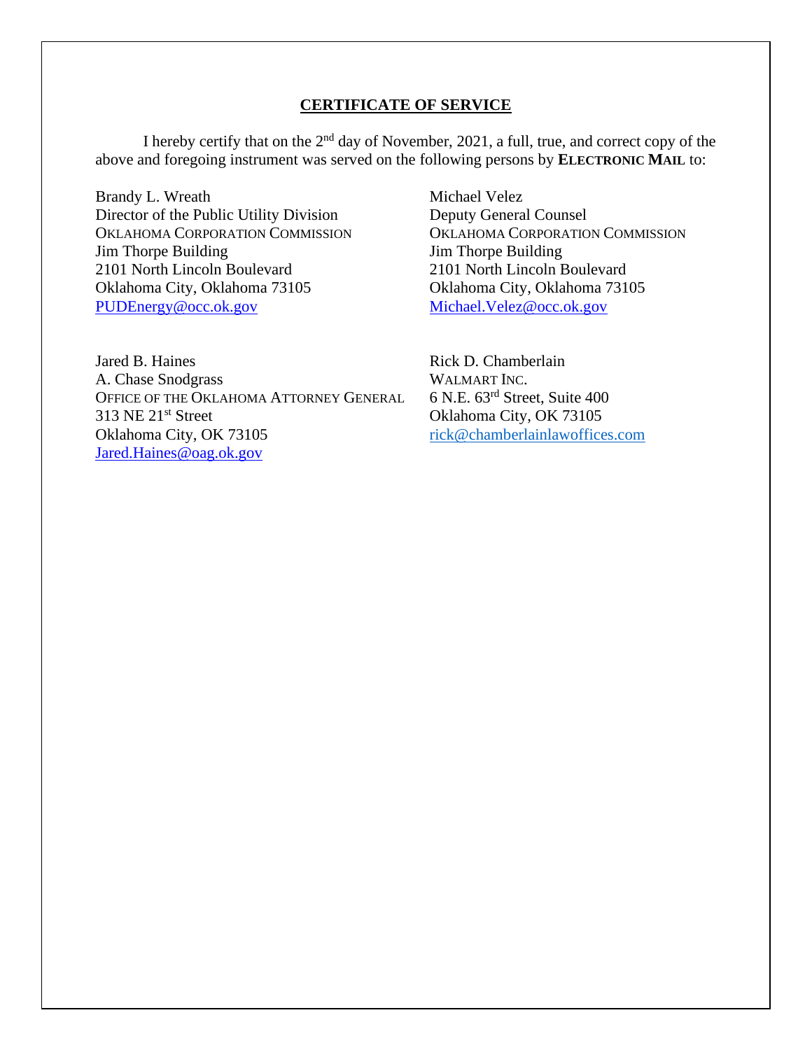## CERTIFICATE OF SERVICE

I hereby certify that on the 2nd day of November, 2021, a full, true, and correct copy of the above and foregoing instrument was served on the following persons by **ELECTRONIC MAIL** to:

Brandy L. Wreath
Director of the Public Utility Division
OKLAHOMA CORPORATION COMMISSION
Jim Thorpe Building
2101 North Lincoln Boulevard
Oklahoma City, Oklahoma 73105
PUDEnergy@occ.ok.gov

Michael Velez
Deputy General Counsel
OKLAHOMA CORPORATION COMMISSION
Jim Thorpe Building
2101 North Lincoln Boulevard
Oklahoma City, Oklahoma 73105
Michael.Velez@occ.ok.gov

Jared B. Haines
A. Chase Snodgrass
OFFICE OF THE OKLAHOMA ATTORNEY GENERAL
313 NE 21st Street
Oklahoma City, OK 73105
Jared.Haines@oag.ok.gov

Rick D. Chamberlain
WALMART INC.
6 N.E. 63rd Street, Suite 400
Oklahoma City, OK 73105
rick@chamberlainlawoffices.com